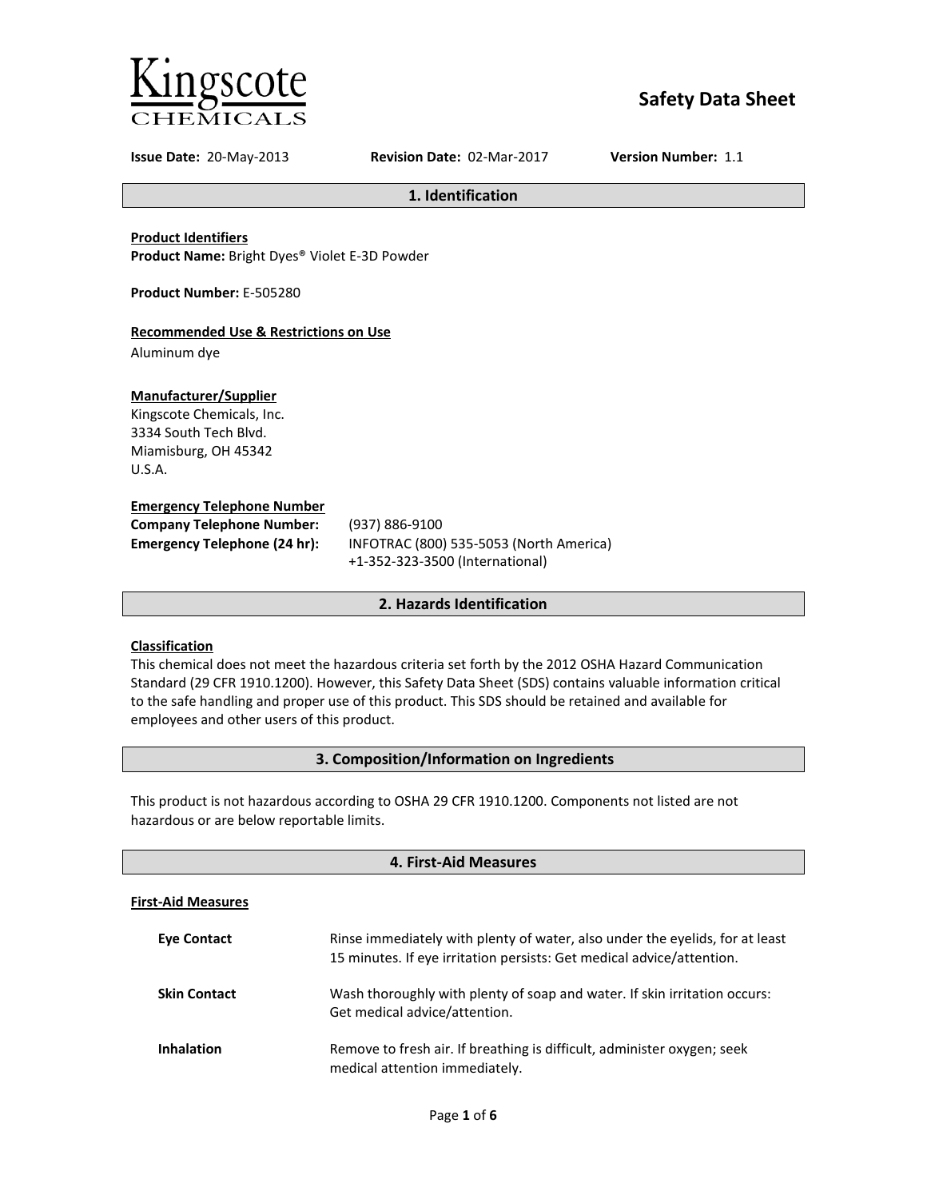# Kingscote Chemicals

# Safety Data Sheet

**Issue Date:** 20-May-2013 **Revision Date:** 02-Mar-2017 **Version Number:** 1.1

## 1. Identification

**Product Identifiers**
**Product Name:** Bright Dyes® Violet E-3D Powder

**Product Number:** E-505280

**Recommended Use & Restrictions on Use**
Aluminum dye

**Manufacturer/Supplier**
Kingscote Chemicals, Inc.
3334 South Tech Blvd.
Miamisburg, OH 45342
U.S.A.

**Emergency Telephone Number**

| | |
|---|---|
| **Company Telephone Number:** | (937) 886-9100 |
| **Emergency Telephone (24 hr):** | INFOTRAC (800) 535-5053 (North America)<br>+1-352-323-3500 (International) |

## 2. Hazards Identification

**Classification**
This chemical does not meet the hazardous criteria set forth by the 2012 OSHA Hazard Communication Standard (29 CFR 1910.1200). However, this Safety Data Sheet (SDS) contains valuable information critical to the safe handling and proper use of this product. This SDS should be retained and available for employees and other users of this product.

## 3. Composition/Information on Ingredients

This product is not hazardous according to OSHA 29 CFR 1910.1200. Components not listed are not hazardous or are below reportable limits.

## 4. First-Aid Measures

**First-Aid Measures**

| | |
|---|---|
| **Eye Contact** | Rinse immediately with plenty of water, also under the eyelids, for at least 15 minutes. If eye irritation persists: Get medical advice/attention. |
| **Skin Contact** | Wash thoroughly with plenty of soap and water. If skin irritation occurs: Get medical advice/attention. |
| **Inhalation** | Remove to fresh air. If breathing is difficult, administer oxygen; seek medical attention immediately. |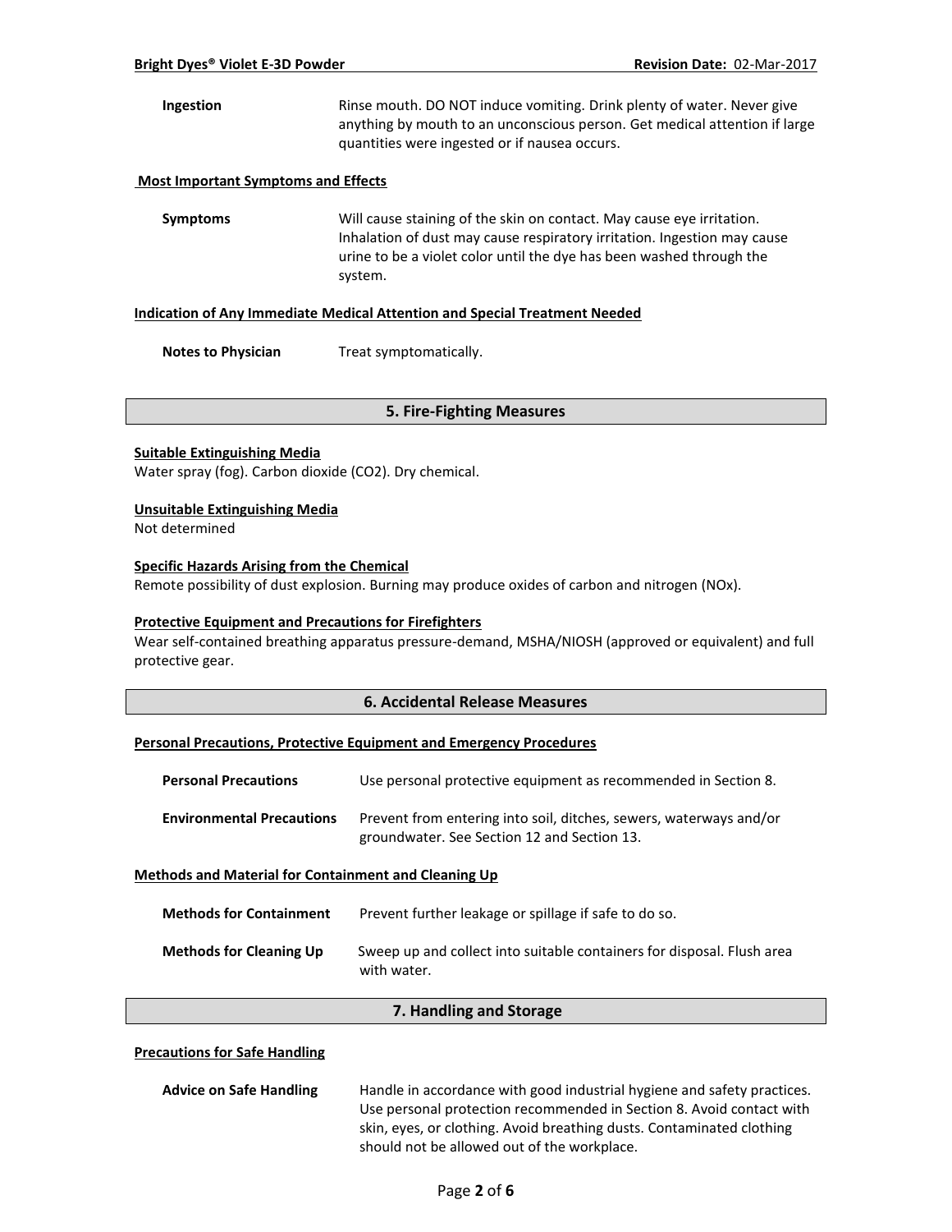| | |
|---|---|
| **Ingestion** | Rinse mouth. DO NOT induce vomiting. Drink plenty of water. Never give anything by mouth to an unconscious person. Get medical attention if large quantities were ingested or if nausea occurs. |

**Most Important Symptoms and Effects**

| | |
|---|---|
| **Symptoms** | Will cause staining of the skin on contact. May cause eye irritation. Inhalation of dust may cause respiratory irritation. Ingestion may cause urine to be a violet color until the dye has been washed through the system. |

**Indication of Any Immediate Medical Attention and Special Treatment Needed**

| | |
|---|---|
| **Notes to Physician** | Treat symptomatically. |

## 5. Fire-Fighting Measures

**Suitable Extinguishing Media**

Water spray (fog). Carbon dioxide ($CO_2$). Dry chemical.

**Unsuitable Extinguishing Media**

Not determined

**Specific Hazards Arising from the Chemical**

Remote possibility of dust explosion. Burning may produce oxides of carbon and nitrogen ($NO_x$).

**Protective Equipment and Precautions for Firefighters**

Wear self-contained breathing apparatus pressure-demand, MSHA/NIOSH (approved or equivalent) and full protective gear.

## 6. Accidental Release Measures

**Personal Precautions, Protective Equipment and Emergency Procedures**

| | |
|---|---|
| **Personal Precautions** | Use personal protective equipment as recommended in Section 8. |
| **Environmental Precautions** | Prevent from entering into soil, ditches, sewers, waterways and/or groundwater. See Section 12 and Section 13. |

**Methods and Material for Containment and Cleaning Up**

| | |
|---|---|
| **Methods for Containment** | Prevent further leakage or spillage if safe to do so. |
| **Methods for Cleaning Up** | Sweep up and collect into suitable containers for disposal. Flush area with water. |

## 7. Handling and Storage

**Precautions for Safe Handling**

| | |
|---|---|
| **Advice on Safe Handling** | Handle in accordance with good industrial hygiene and safety practices. Use personal protection recommended in Section 8. Avoid contact with skin, eyes, or clothing. Avoid breathing dusts. Contaminated clothing should not be allowed out of the workplace. |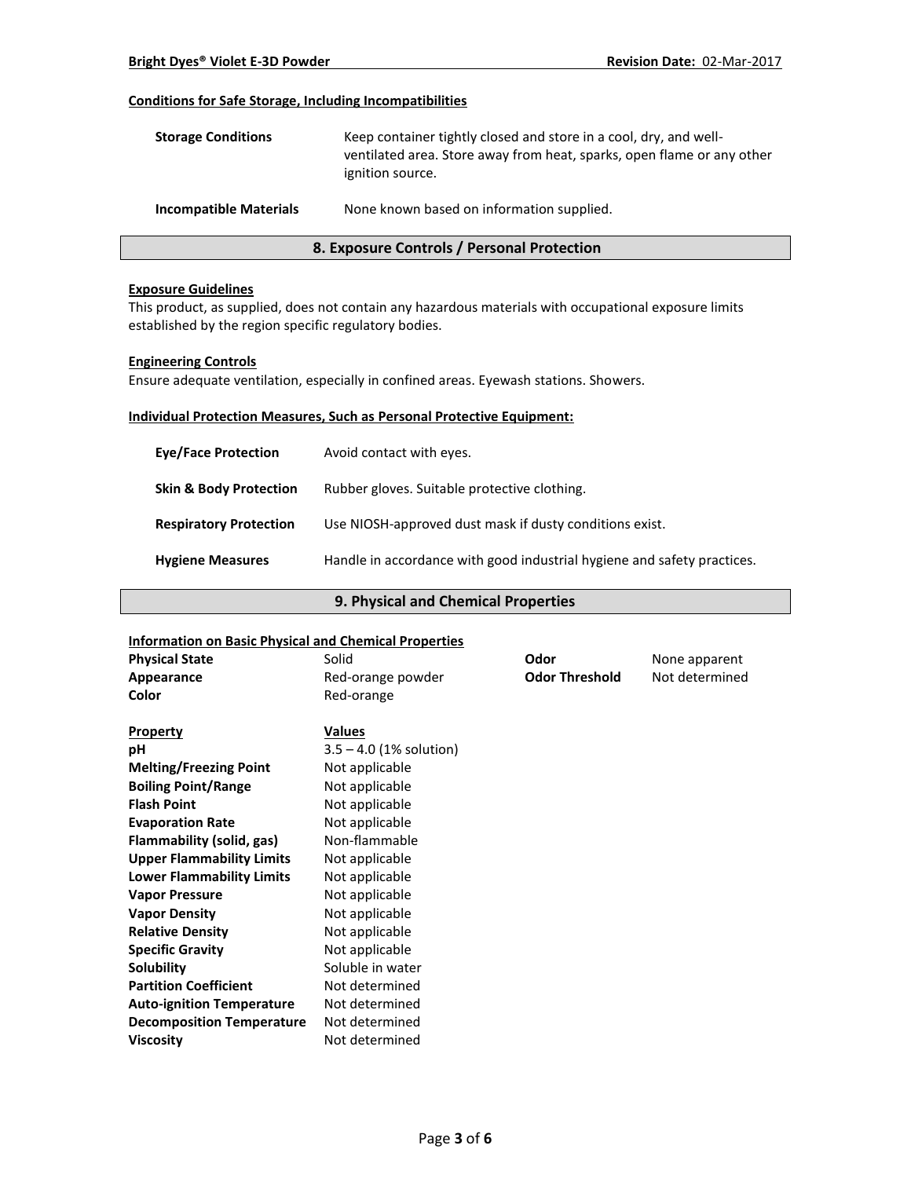#### Conditions for Safe Storage, Including Incompatibilities

| | |
|---|---|
| **Storage Conditions** | Keep container tightly closed and store in a cool, dry, and well-ventilated area. Store away from heat, sparks, open flame or any other ignition source. |
| **Incompatible Materials** | None known based on information supplied. |

## 8. Exposure Controls / Personal Protection

#### Exposure Guidelines

This product, as supplied, does not contain any hazardous materials with occupational exposure limits established by the region specific regulatory bodies.

#### Engineering Controls

Ensure adequate ventilation, especially in confined areas. Eyewash stations. Showers.

#### Individual Protection Measures, Such as Personal Protective Equipment:

| | |
|---|---|
| **Eye/Face Protection** | Avoid contact with eyes. |
| **Skin & Body Protection** | Rubber gloves. Suitable protective clothing. |
| **Respiratory Protection** | Use NIOSH-approved dust mask if dusty conditions exist. |
| **Hygiene Measures** | Handle in accordance with good industrial hygiene and safety practices. |

## 9. Physical and Chemical Properties

#### Information on Basic Physical and Chemical Properties

| | | | |
|---|---|---|---|
| **Physical State** | Solid | **Odor** | None apparent |
| **Appearance** | Red-orange powder | **Odor Threshold** | Not determined |
| **Color** | Red-orange | | |

| **Property** | **Values** |
|---|---|
| **pH** | 3.5 – 4.0 (1% solution) |
| **Melting/Freezing Point** | Not applicable |
| **Boiling Point/Range** | Not applicable |
| **Flash Point** | Not applicable |
| **Evaporation Rate** | Not applicable |
| **Flammability (solid, gas)** | Non-flammable |
| **Upper Flammability Limits** | Not applicable |
| **Lower Flammability Limits** | Not applicable |
| **Vapor Pressure** | Not applicable |
| **Vapor Density** | Not applicable |
| **Relative Density** | Not applicable |
| **Specific Gravity** | Not applicable |
| **Solubility** | Soluble in water |
| **Partition Coefficient** | Not determined |
| **Auto-ignition Temperature** | Not determined |
| **Decomposition Temperature** | Not determined |
| **Viscosity** | Not determined |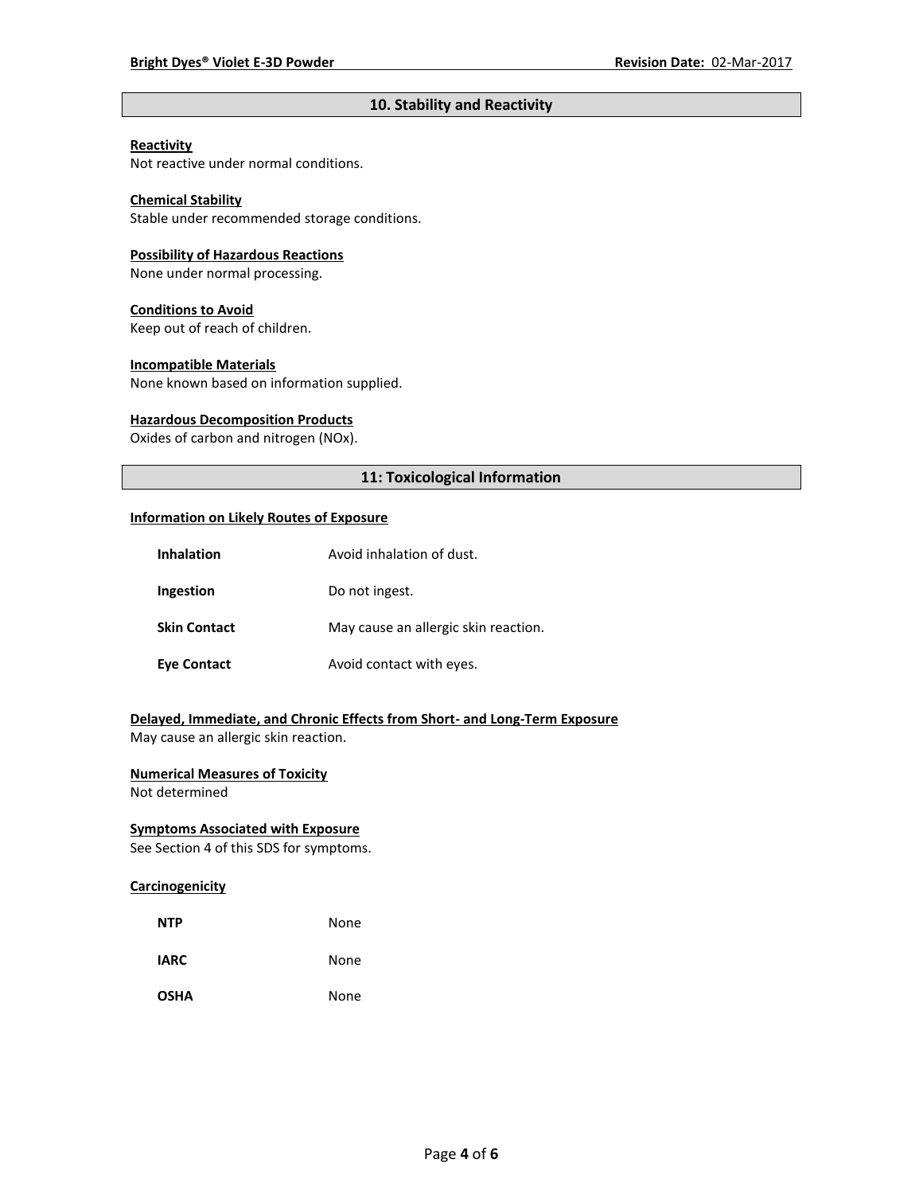## 10. Stability and Reactivity

**Reactivity**
Not reactive under normal conditions.

**Chemical Stability**
Stable under recommended storage conditions.

**Possibility of Hazardous Reactions**
None under normal processing.

**Conditions to Avoid**
Keep out of reach of children.

**Incompatible Materials**
None known based on information supplied.

**Hazardous Decomposition Products**
Oxides of carbon and nitrogen (NOx).

## 11: Toxicological Information

**Information on Likely Routes of Exposure**

| | |
|---|---|
| **Inhalation** | Avoid inhalation of dust. |
| **Ingestion** | Do not ingest. |
| **Skin Contact** | May cause an allergic skin reaction. |
| **Eye Contact** | Avoid contact with eyes. |

**Delayed, Immediate, and Chronic Effects from Short- and Long-Term Exposure**
May cause an allergic skin reaction.

**Numerical Measures of Toxicity**
Not determined

**Symptoms Associated with Exposure**
See Section 4 of this SDS for symptoms.

**Carcinogenicity**

| | |
|---|---|
| **NTP** | None |
| **IARC** | None |
| **OSHA** | None |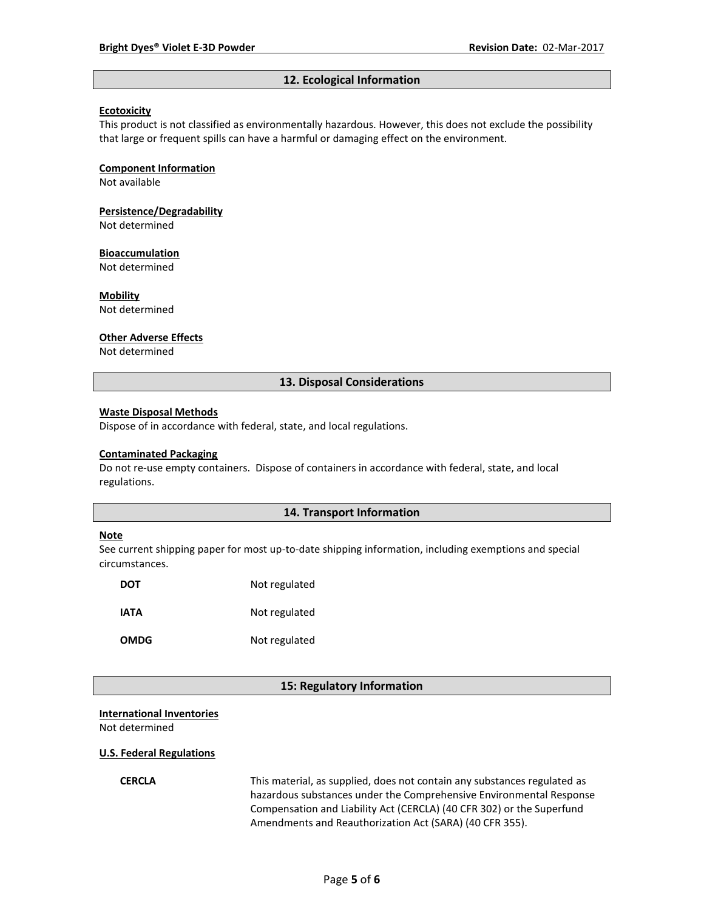## 12. Ecological Information

**Ecotoxicity**

This product is not classified as environmentally hazardous. However, this does not exclude the possibility that large or frequent spills can have a harmful or damaging effect on the environment.

**Component Information**

Not available

**Persistence/Degradability**

Not determined

**Bioaccumulation**

Not determined

**Mobility**

Not determined

**Other Adverse Effects**

Not determined

## 13. Disposal Considerations

**Waste Disposal Methods**

Dispose of in accordance with federal, state, and local regulations.

**Contaminated Packaging**

Do not re-use empty containers. Dispose of containers in accordance with federal, state, and local regulations.

## 14. Transport Information

**Note**

See current shipping paper for most up-to-date shipping information, including exemptions and special circumstances.

| | |
|---|---|
| **DOT** | Not regulated |
| **IATA** | Not regulated |
| **OMDG** | Not regulated |

## 15: Regulatory Information

**International Inventories**

Not determined

**U.S. Federal Regulations**

| | |
|---|---|
| **CERCLA** | This material, as supplied, does not contain any substances regulated as hazardous substances under the Comprehensive Environmental Response Compensation and Liability Act (CERCLA) (40 CFR 302) or the Superfund Amendments and Reauthorization Act (SARA) (40 CFR 355). |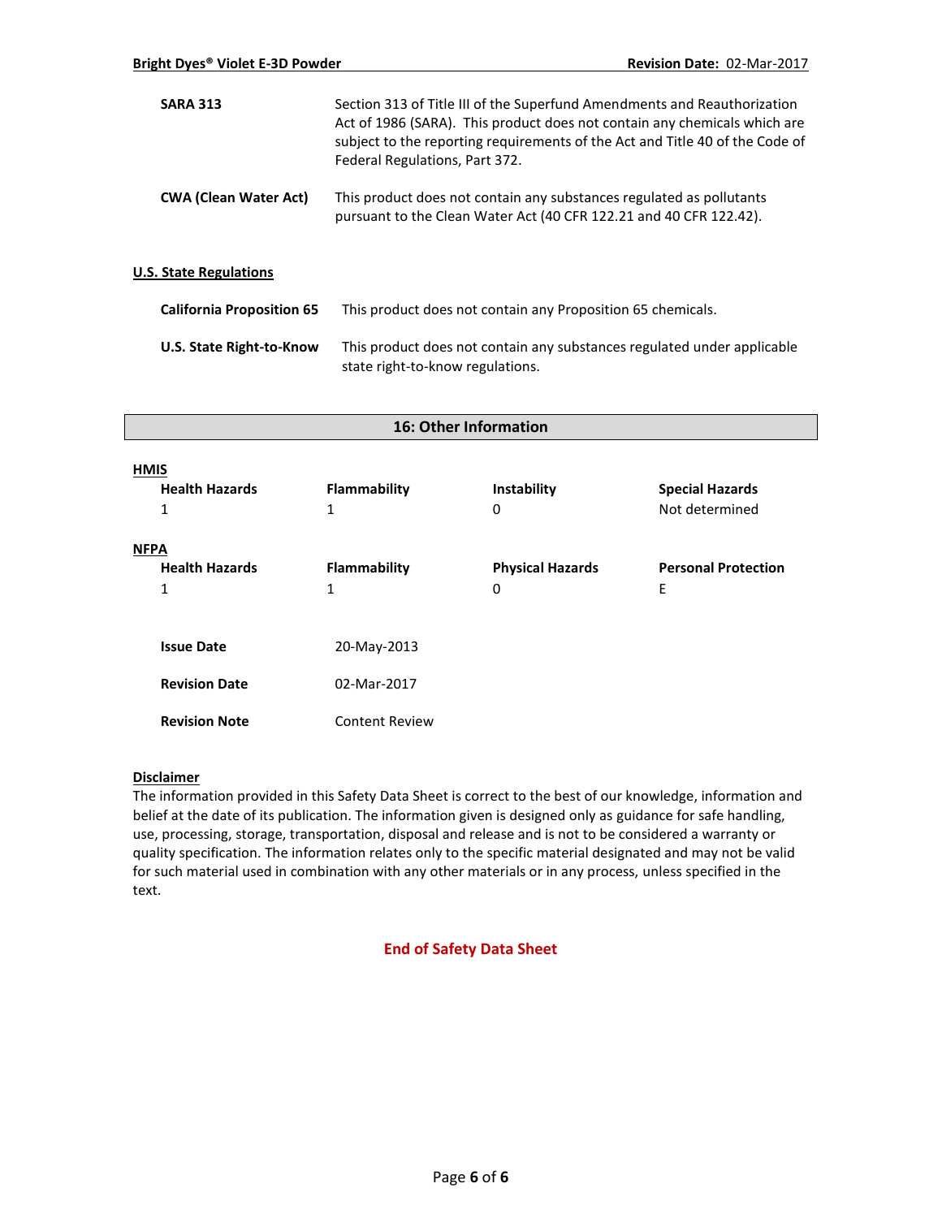**SARA 313** Section 313 of Title III of the Superfund Amendments and Reauthorization Act of 1986 (SARA). This product does not contain any chemicals which are subject to the reporting requirements of the Act and Title 40 of the Code of Federal Regulations, Part 372.

**CWA (Clean Water Act)** This product does not contain any substances regulated as pollutants pursuant to the Clean Water Act (40 CFR 122.21 and 40 CFR 122.42).

**U.S. State Regulations**

**California Proposition 65** This product does not contain any Proposition 65 chemicals.

**U.S. State Right-to-Know** This product does not contain any substances regulated under applicable state right-to-know regulations.

## 16: Other Information

**HMIS**

| Health Hazards | Flammability | Instability | Special Hazards |
|---|---|---|---|
| 1 | 1 | 0 | Not determined |

**NFPA**

| Health Hazards | Flammability | Physical Hazards | Personal Protection |
|---|---|---|---|
| 1 | 1 | 0 | E |

| | |
|---|---|
| **Issue Date** | 20-May-2013 |
| **Revision Date** | 02-Mar-2017 |
| **Revision Note** | Content Review |

**Disclaimer**

The information provided in this Safety Data Sheet is correct to the best of our knowledge, information and belief at the date of its publication. The information given is designed only as guidance for safe handling, use, processing, storage, transportation, disposal and release and is not to be considered a warranty or quality specification. The information relates only to the specific material designated and may not be valid for such material used in combination with any other materials or in any process, unless specified in the text.

**End of Safety Data Sheet**